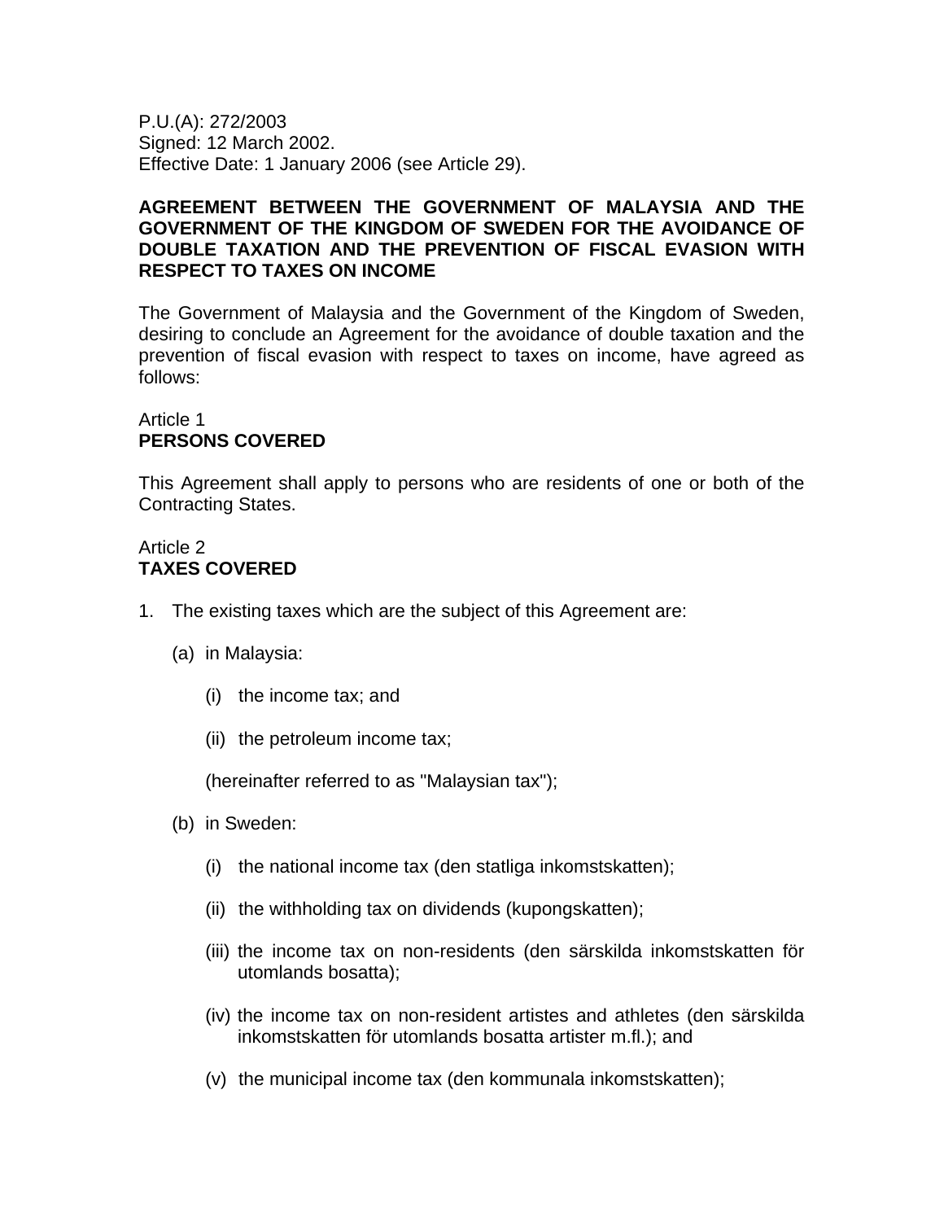P.U.(A): 272/2003
Signed: 12 March 2002.
Effective Date: 1 January 2006 (see Article 29).

# AGREEMENT BETWEEN THE GOVERNMENT OF MALAYSIA AND THE GOVERNMENT OF THE KINGDOM OF SWEDEN FOR THE AVOIDANCE OF DOUBLE TAXATION AND THE PREVENTION OF FISCAL EVASION WITH RESPECT TO TAXES ON INCOME

The Government of Malaysia and the Government of the Kingdom of Sweden, desiring to conclude an Agreement for the avoidance of double taxation and the prevention of fiscal evasion with respect to taxes on income, have agreed as follows:

## Article 1
## PERSONS COVERED

This Agreement shall apply to persons who are residents of one or both of the Contracting States.

## Article 2
## TAXES COVERED

1. The existing taxes which are the subject of this Agreement are:

   (a) in Malaysia:

   (i) the income tax; and

   (ii) the petroleum income tax;

   (hereinafter referred to as "Malaysian tax");

   (b) in Sweden:

   (i) the national income tax (den statliga inkomstskatten);

   (ii) the withholding tax on dividends (kupongskatten);

   (iii) the income tax on non-residents (den särskilda inkomstskatten för utomlands bosatta);

   (iv) the income tax on non-resident artistes and athletes (den särskilda inkomstskatten för utomlands bosatta artister m.fl.); and

   (v) the municipal income tax (den kommunala inkomstskatten);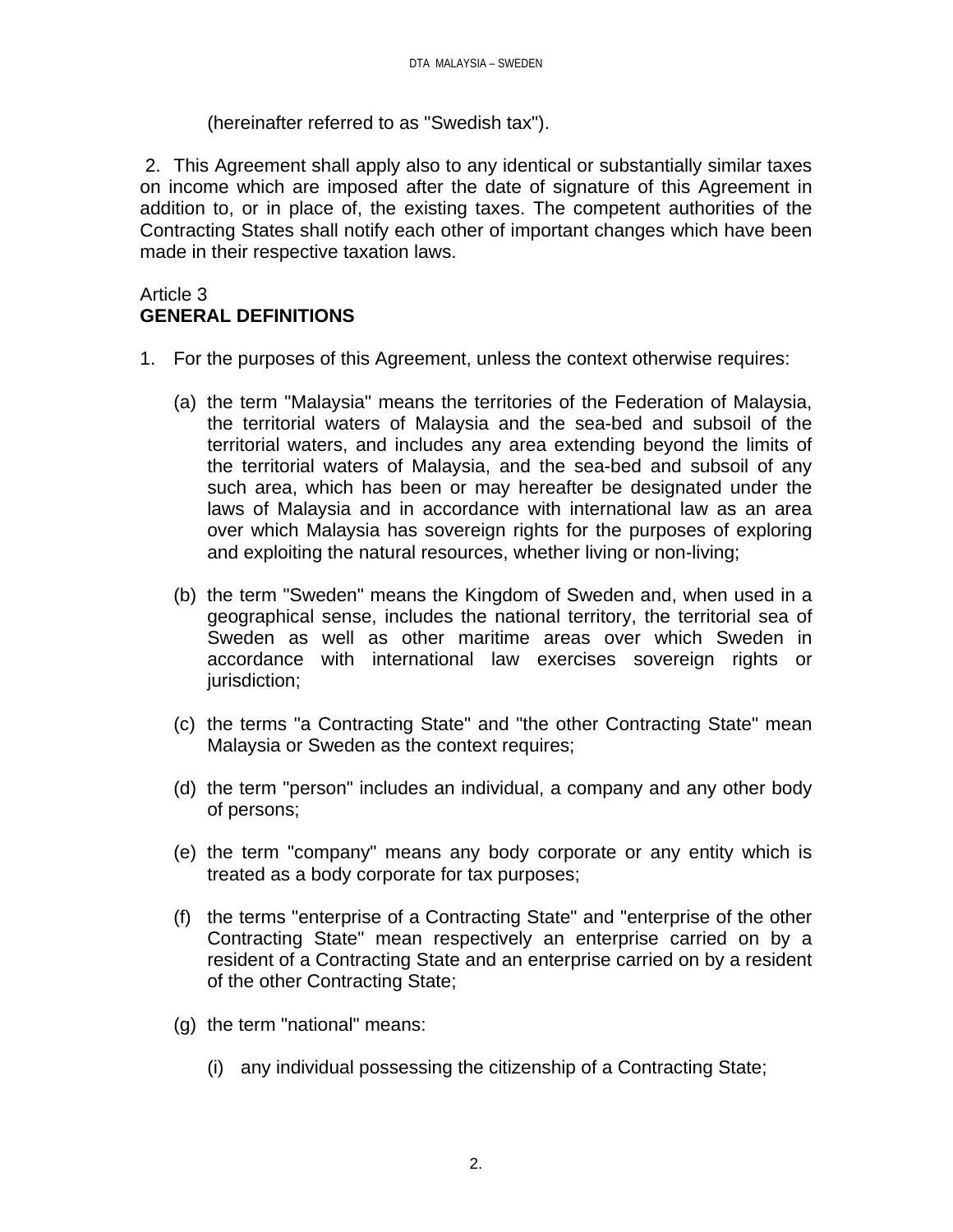(hereinafter referred to as "Swedish tax").

2. This Agreement shall apply also to any identical or substantially similar taxes on income which are imposed after the date of signature of this Agreement in addition to, or in place of, the existing taxes. The competent authorities of the Contracting States shall notify each other of important changes which have been made in their respective taxation laws.

Article 3
**GENERAL DEFINITIONS**

1. For the purposes of this Agreement, unless the context otherwise requires:

   (a) the term "Malaysia" means the territories of the Federation of Malaysia, the territorial waters of Malaysia and the sea-bed and subsoil of the territorial waters, and includes any area extending beyond the limits of the territorial waters of Malaysia, and the sea-bed and subsoil of any such area, which has been or may hereafter be designated under the laws of Malaysia and in accordance with international law as an area over which Malaysia has sovereign rights for the purposes of exploring and exploiting the natural resources, whether living or non-living;

   (b) the term "Sweden" means the Kingdom of Sweden and, when used in a geographical sense, includes the national territory, the territorial sea of Sweden as well as other maritime areas over which Sweden in accordance with international law exercises sovereign rights or jurisdiction;

   (c) the terms "a Contracting State" and "the other Contracting State" mean Malaysia or Sweden as the context requires;

   (d) the term "person" includes an individual, a company and any other body of persons;

   (e) the term "company" means any body corporate or any entity which is treated as a body corporate for tax purposes;

   (f) the terms "enterprise of a Contracting State" and "enterprise of the other Contracting State" mean respectively an enterprise carried on by a resident of a Contracting State and an enterprise carried on by a resident of the other Contracting State;

   (g) the term "national" means:

      (i) any individual possessing the citizenship of a Contracting State;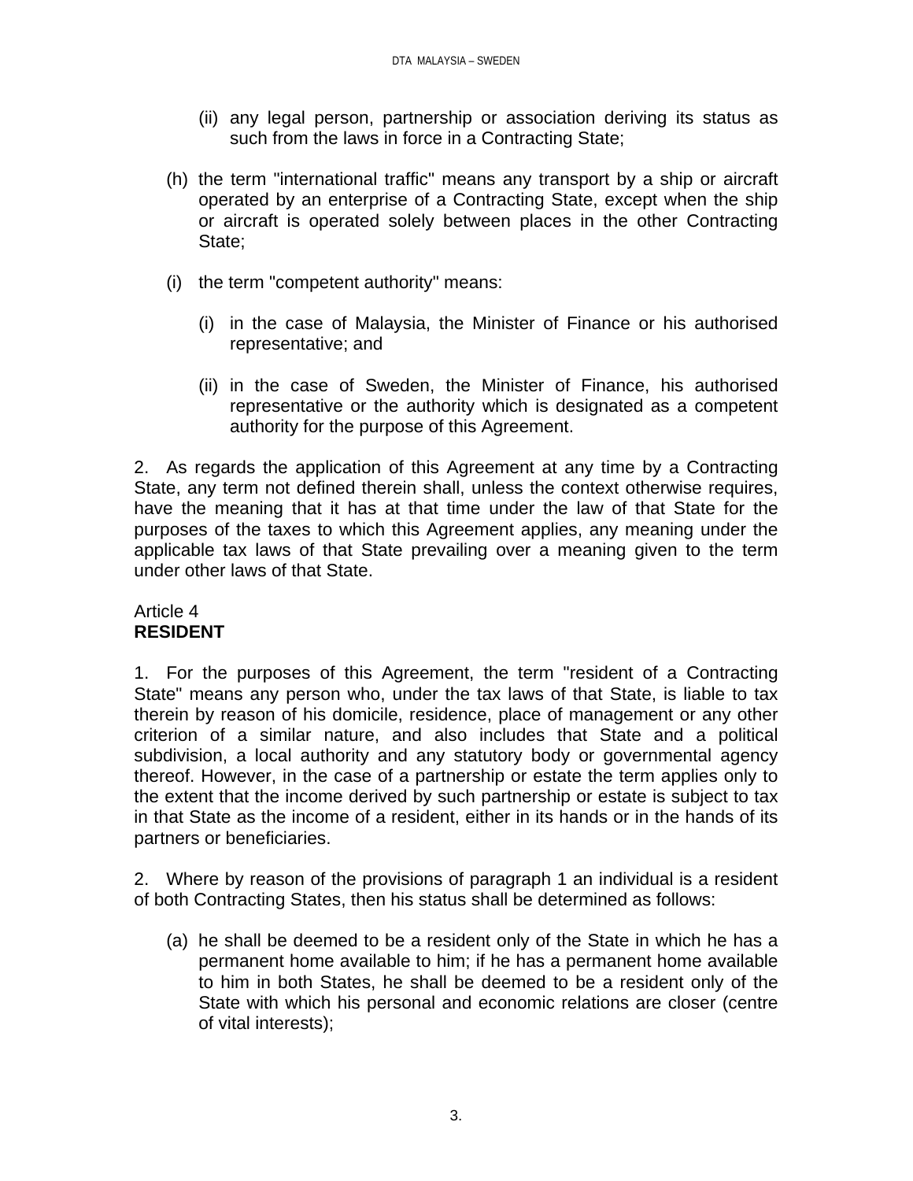(ii) any legal person, partnership or association deriving its status as such from the laws in force in a Contracting State;

(h) the term "international traffic" means any transport by a ship or aircraft operated by an enterprise of a Contracting State, except when the ship or aircraft is operated solely between places in the other Contracting State;

(i) the term "competent authority" means:

(i) in the case of Malaysia, the Minister of Finance or his authorised representative; and

(ii) in the case of Sweden, the Minister of Finance, his authorised representative or the authority which is designated as a competent authority for the purpose of this Agreement.

2. As regards the application of this Agreement at any time by a Contracting State, any term not defined therein shall, unless the context otherwise requires, have the meaning that it has at that time under the law of that State for the purposes of the taxes to which this Agreement applies, any meaning under the applicable tax laws of that State prevailing over a meaning given to the term under other laws of that State.

Article 4
**RESIDENT**

1. For the purposes of this Agreement, the term "resident of a Contracting State" means any person who, under the tax laws of that State, is liable to tax therein by reason of his domicile, residence, place of management or any other criterion of a similar nature, and also includes that State and a political subdivision, a local authority and any statutory body or governmental agency thereof. However, in the case of a partnership or estate the term applies only to the extent that the income derived by such partnership or estate is subject to tax in that State as the income of a resident, either in its hands or in the hands of its partners or beneficiaries.

2. Where by reason of the provisions of paragraph 1 an individual is a resident of both Contracting States, then his status shall be determined as follows:

(a) he shall be deemed to be a resident only of the State in which he has a permanent home available to him; if he has a permanent home available to him in both States, he shall be deemed to be a resident only of the State with which his personal and economic relations are closer (centre of vital interests);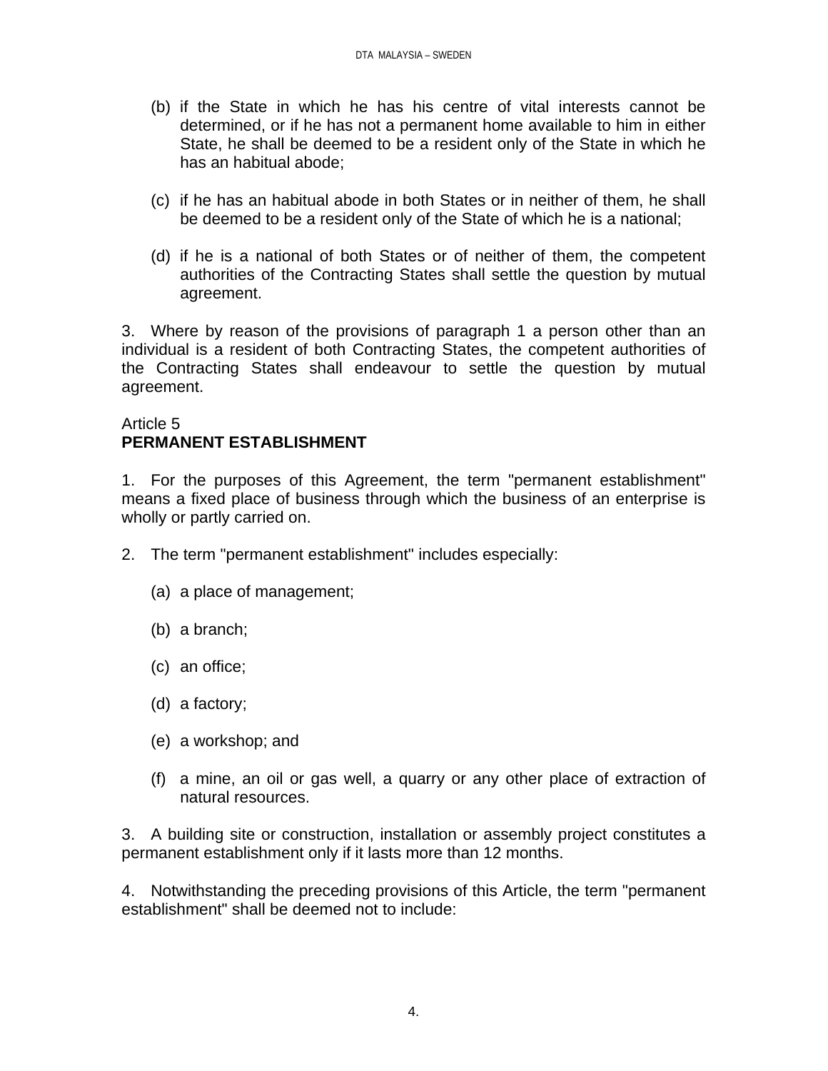(b) if the State in which he has his centre of vital interests cannot be determined, or if he has not a permanent home available to him in either State, he shall be deemed to be a resident only of the State in which he has an habitual abode;

(c) if he has an habitual abode in both States or in neither of them, he shall be deemed to be a resident only of the State of which he is a national;

(d) if he is a national of both States or of neither of them, the competent authorities of the Contracting States shall settle the question by mutual agreement.

3. Where by reason of the provisions of paragraph 1 a person other than an individual is a resident of both Contracting States, the competent authorities of the Contracting States shall endeavour to settle the question by mutual agreement.

## Article 5
## **PERMANENT ESTABLISHMENT**

1. For the purposes of this Agreement, the term "permanent establishment" means a fixed place of business through which the business of an enterprise is wholly or partly carried on.

2. The term "permanent establishment" includes especially:

(a) a place of management;

(b) a branch;

(c) an office;

(d) a factory;

(e) a workshop; and

(f) a mine, an oil or gas well, a quarry or any other place of extraction of natural resources.

3. A building site or construction, installation or assembly project constitutes a permanent establishment only if it lasts more than 12 months.

4. Notwithstanding the preceding provisions of this Article, the term "permanent establishment" shall be deemed not to include: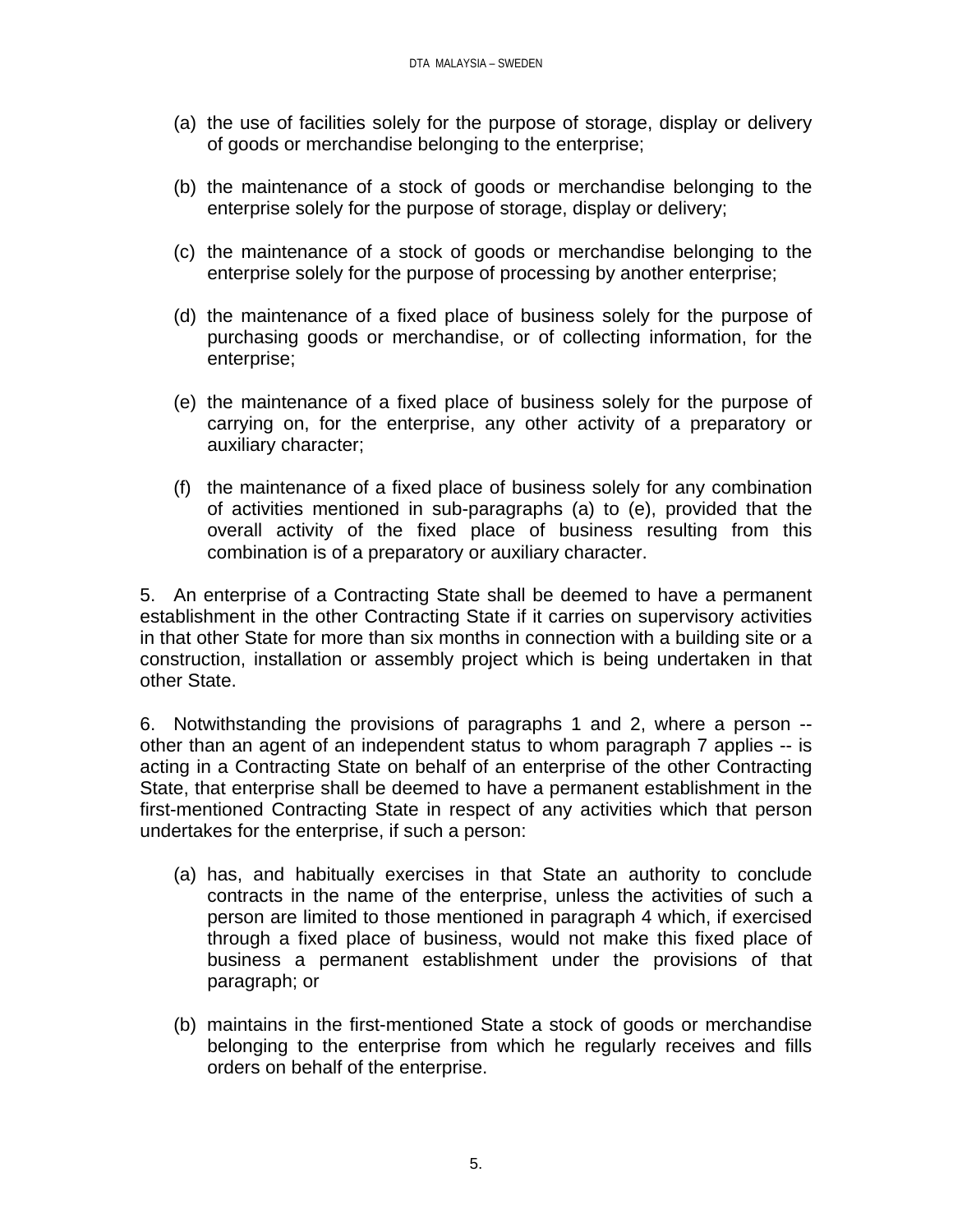(a) the use of facilities solely for the purpose of storage, display or delivery of goods or merchandise belonging to the enterprise;

(b) the maintenance of a stock of goods or merchandise belonging to the enterprise solely for the purpose of storage, display or delivery;

(c) the maintenance of a stock of goods or merchandise belonging to the enterprise solely for the purpose of processing by another enterprise;

(d) the maintenance of a fixed place of business solely for the purpose of purchasing goods or merchandise, or of collecting information, for the enterprise;

(e) the maintenance of a fixed place of business solely for the purpose of carrying on, for the enterprise, any other activity of a preparatory or auxiliary character;

(f) the maintenance of a fixed place of business solely for any combination of activities mentioned in sub-paragraphs (a) to (e), provided that the overall activity of the fixed place of business resulting from this combination is of a preparatory or auxiliary character.

5. An enterprise of a Contracting State shall be deemed to have a permanent establishment in the other Contracting State if it carries on supervisory activities in that other State for more than six months in connection with a building site or a construction, installation or assembly project which is being undertaken in that other State.

6. Notwithstanding the provisions of paragraphs 1 and 2, where a person -- other than an agent of an independent status to whom paragraph 7 applies -- is acting in a Contracting State on behalf of an enterprise of the other Contracting State, that enterprise shall be deemed to have a permanent establishment in the first-mentioned Contracting State in respect of any activities which that person undertakes for the enterprise, if such a person:

(a) has, and habitually exercises in that State an authority to conclude contracts in the name of the enterprise, unless the activities of such a person are limited to those mentioned in paragraph 4 which, if exercised through a fixed place of business, would not make this fixed place of business a permanent establishment under the provisions of that paragraph; or

(b) maintains in the first-mentioned State a stock of goods or merchandise belonging to the enterprise from which he regularly receives and fills orders on behalf of the enterprise.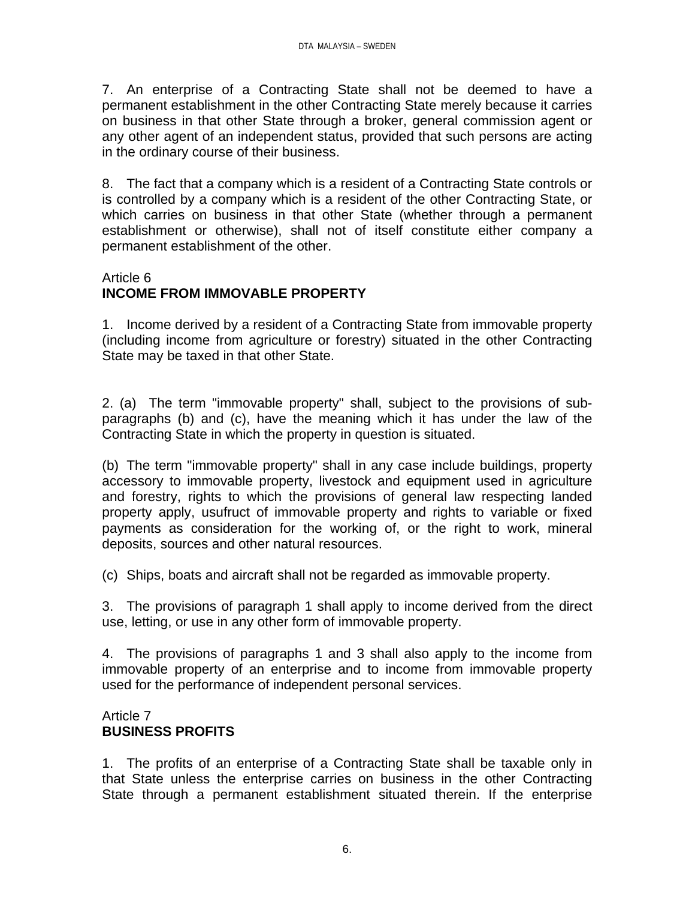7. An enterprise of a Contracting State shall not be deemed to have a permanent establishment in the other Contracting State merely because it carries on business in that other State through a broker, general commission agent or any other agent of an independent status, provided that such persons are acting in the ordinary course of their business.

8. The fact that a company which is a resident of a Contracting State controls or is controlled by a company which is a resident of the other Contracting State, or which carries on business in that other State (whether through a permanent establishment or otherwise), shall not of itself constitute either company a permanent establishment of the other.

## Article 6
## INCOME FROM IMMOVABLE PROPERTY

1. Income derived by a resident of a Contracting State from immovable property (including income from agriculture or forestry) situated in the other Contracting State may be taxed in that other State.

2. (a) The term "immovable property" shall, subject to the provisions of sub-paragraphs (b) and (c), have the meaning which it has under the law of the Contracting State in which the property in question is situated.

(b) The term "immovable property" shall in any case include buildings, property accessory to immovable property, livestock and equipment used in agriculture and forestry, rights to which the provisions of general law respecting landed property apply, usufruct of immovable property and rights to variable or fixed payments as consideration for the working of, or the right to work, mineral deposits, sources and other natural resources.

(c) Ships, boats and aircraft shall not be regarded as immovable property.

3. The provisions of paragraph 1 shall apply to income derived from the direct use, letting, or use in any other form of immovable property.

4. The provisions of paragraphs 1 and 3 shall also apply to the income from immovable property of an enterprise and to income from immovable property used for the performance of independent personal services.

## Article 7
## BUSINESS PROFITS

1. The profits of an enterprise of a Contracting State shall be taxable only in that State unless the enterprise carries on business in the other Contracting State through a permanent establishment situated therein. If the enterprise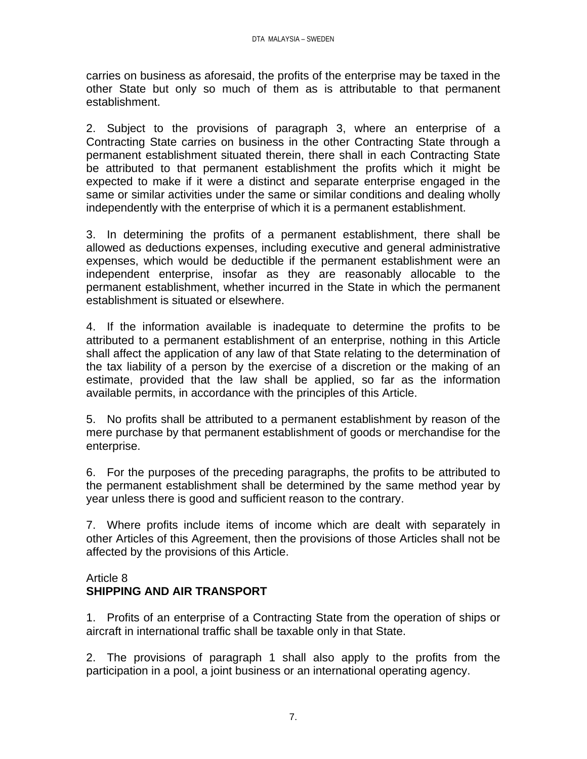carries on business as aforesaid, the profits of the enterprise may be taxed in the other State but only so much of them as is attributable to that permanent establishment.

2. Subject to the provisions of paragraph 3, where an enterprise of a Contracting State carries on business in the other Contracting State through a permanent establishment situated therein, there shall in each Contracting State be attributed to that permanent establishment the profits which it might be expected to make if it were a distinct and separate enterprise engaged in the same or similar activities under the same or similar conditions and dealing wholly independently with the enterprise of which it is a permanent establishment.

3. In determining the profits of a permanent establishment, there shall be allowed as deductions expenses, including executive and general administrative expenses, which would be deductible if the permanent establishment were an independent enterprise, insofar as they are reasonably allocable to the permanent establishment, whether incurred in the State in which the permanent establishment is situated or elsewhere.

4. If the information available is inadequate to determine the profits to be attributed to a permanent establishment of an enterprise, nothing in this Article shall affect the application of any law of that State relating to the determination of the tax liability of a person by the exercise of a discretion or the making of an estimate, provided that the law shall be applied, so far as the information available permits, in accordance with the principles of this Article.

5. No profits shall be attributed to a permanent establishment by reason of the mere purchase by that permanent establishment of goods or merchandise for the enterprise.

6. For the purposes of the preceding paragraphs, the profits to be attributed to the permanent establishment shall be determined by the same method year by year unless there is good and sufficient reason to the contrary.

7. Where profits include items of income which are dealt with separately in other Articles of this Agreement, then the provisions of those Articles shall not be affected by the provisions of this Article.

## Article 8
## SHIPPING AND AIR TRANSPORT

1. Profits of an enterprise of a Contracting State from the operation of ships or aircraft in international traffic shall be taxable only in that State.

2. The provisions of paragraph 1 shall also apply to the profits from the participation in a pool, a joint business or an international operating agency.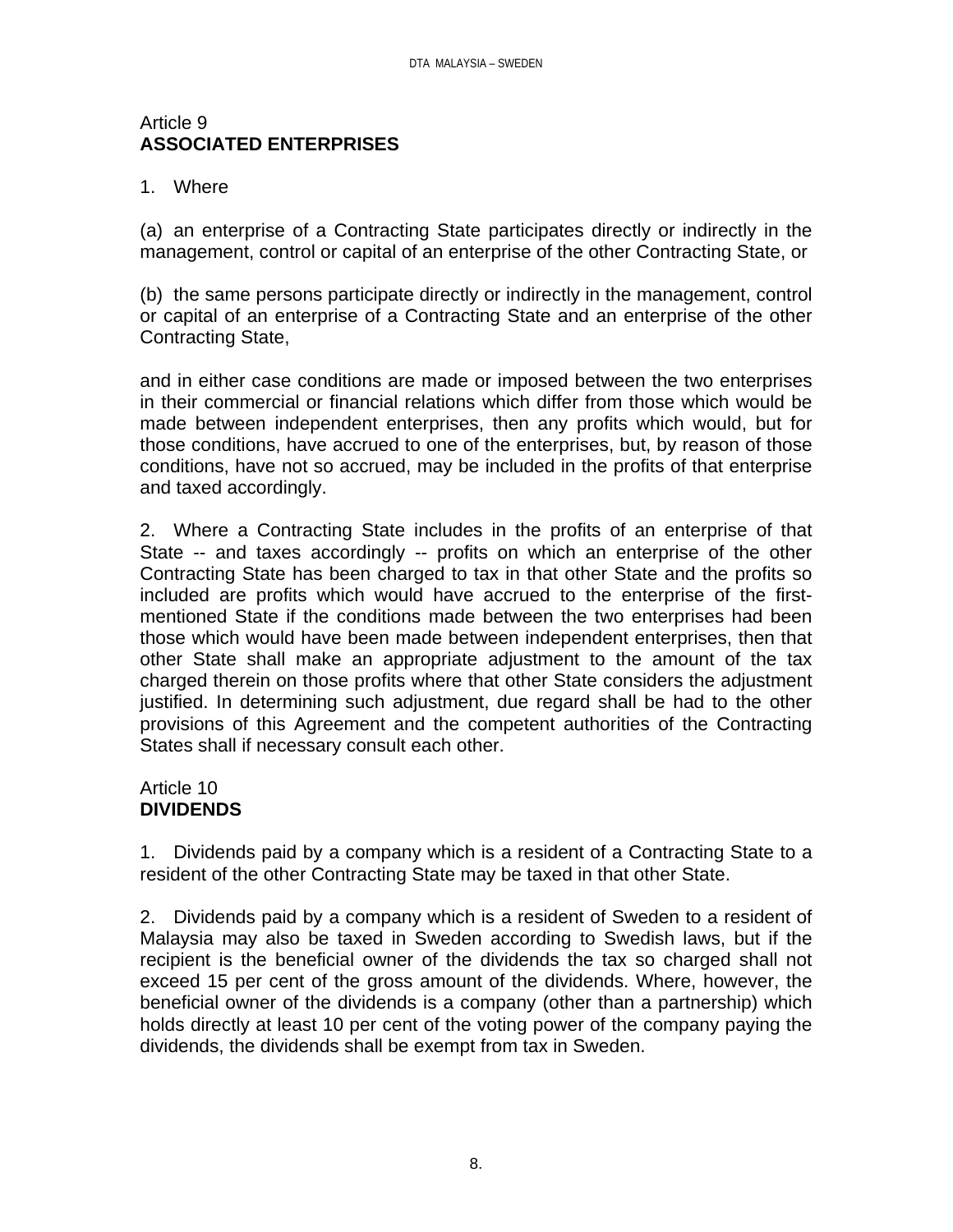## Article 9
## ASSOCIATED ENTERPRISES

1. Where

(a) an enterprise of a Contracting State participates directly or indirectly in the management, control or capital of an enterprise of the other Contracting State, or

(b) the same persons participate directly or indirectly in the management, control or capital of an enterprise of a Contracting State and an enterprise of the other Contracting State,

and in either case conditions are made or imposed between the two enterprises in their commercial or financial relations which differ from those which would be made between independent enterprises, then any profits which would, but for those conditions, have accrued to one of the enterprises, but, by reason of those conditions, have not so accrued, may be included in the profits of that enterprise and taxed accordingly.

2. Where a Contracting State includes in the profits of an enterprise of that State -- and taxes accordingly -- profits on which an enterprise of the other Contracting State has been charged to tax in that other State and the profits so included are profits which would have accrued to the enterprise of the first-mentioned State if the conditions made between the two enterprises had been those which would have been made between independent enterprises, then that other State shall make an appropriate adjustment to the amount of the tax charged therein on those profits where that other State considers the adjustment justified. In determining such adjustment, due regard shall be had to the other provisions of this Agreement and the competent authorities of the Contracting States shall if necessary consult each other.

## Article 10
## DIVIDENDS

1. Dividends paid by a company which is a resident of a Contracting State to a resident of the other Contracting State may be taxed in that other State.

2. Dividends paid by a company which is a resident of Sweden to a resident of Malaysia may also be taxed in Sweden according to Swedish laws, but if the recipient is the beneficial owner of the dividends the tax so charged shall not exceed 15 per cent of the gross amount of the dividends. Where, however, the beneficial owner of the dividends is a company (other than a partnership) which holds directly at least 10 per cent of the voting power of the company paying the dividends, the dividends shall be exempt from tax in Sweden.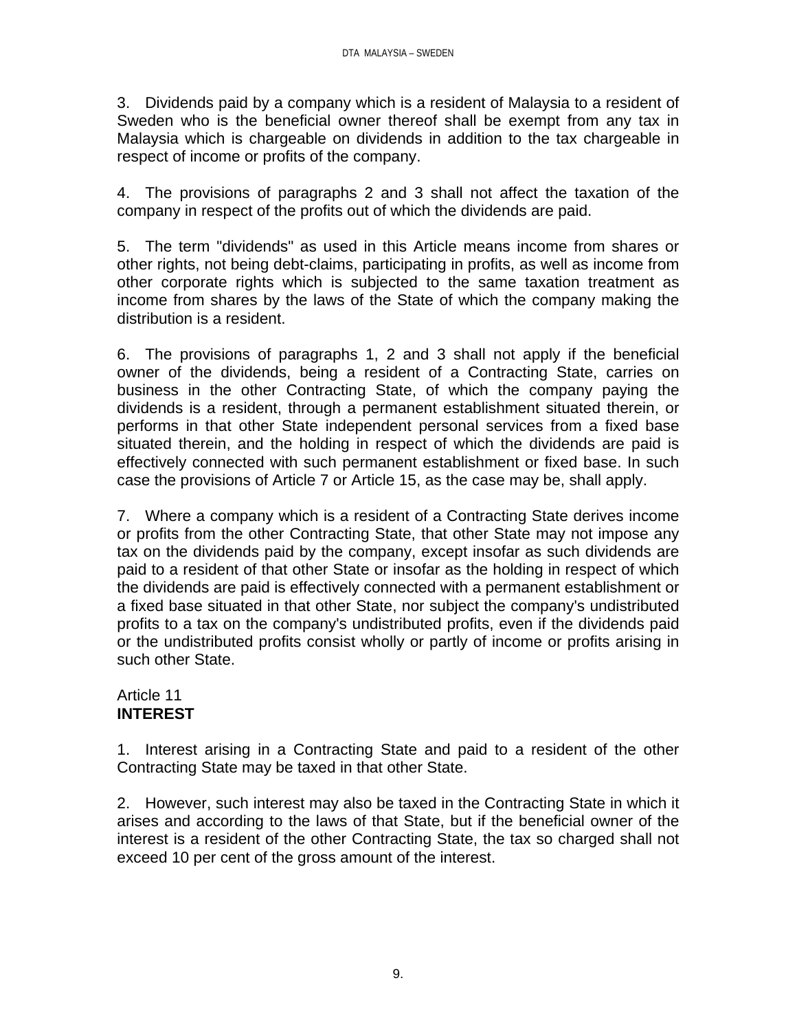3. Dividends paid by a company which is a resident of Malaysia to a resident of Sweden who is the beneficial owner thereof shall be exempt from any tax in Malaysia which is chargeable on dividends in addition to the tax chargeable in respect of income or profits of the company.

4. The provisions of paragraphs 2 and 3 shall not affect the taxation of the company in respect of the profits out of which the dividends are paid.

5. The term "dividends" as used in this Article means income from shares or other rights, not being debt-claims, participating in profits, as well as income from other corporate rights which is subjected to the same taxation treatment as income from shares by the laws of the State of which the company making the distribution is a resident.

6. The provisions of paragraphs 1, 2 and 3 shall not apply if the beneficial owner of the dividends, being a resident of a Contracting State, carries on business in the other Contracting State, of which the company paying the dividends is a resident, through a permanent establishment situated therein, or performs in that other State independent personal services from a fixed base situated therein, and the holding in respect of which the dividends are paid is effectively connected with such permanent establishment or fixed base. In such case the provisions of Article 7 or Article 15, as the case may be, shall apply.

7. Where a company which is a resident of a Contracting State derives income or profits from the other Contracting State, that other State may not impose any tax on the dividends paid by the company, except insofar as such dividends are paid to a resident of that other State or insofar as the holding in respect of which the dividends are paid is effectively connected with a permanent establishment or a fixed base situated in that other State, nor subject the company's undistributed profits to a tax on the company's undistributed profits, even if the dividends paid or the undistributed profits consist wholly or partly of income or profits arising in such other State.

## Article 11
## **INTEREST**

1. Interest arising in a Contracting State and paid to a resident of the other Contracting State may be taxed in that other State.

2. However, such interest may also be taxed in the Contracting State in which it arises and according to the laws of that State, but if the beneficial owner of the interest is a resident of the other Contracting State, the tax so charged shall not exceed 10 per cent of the gross amount of the interest.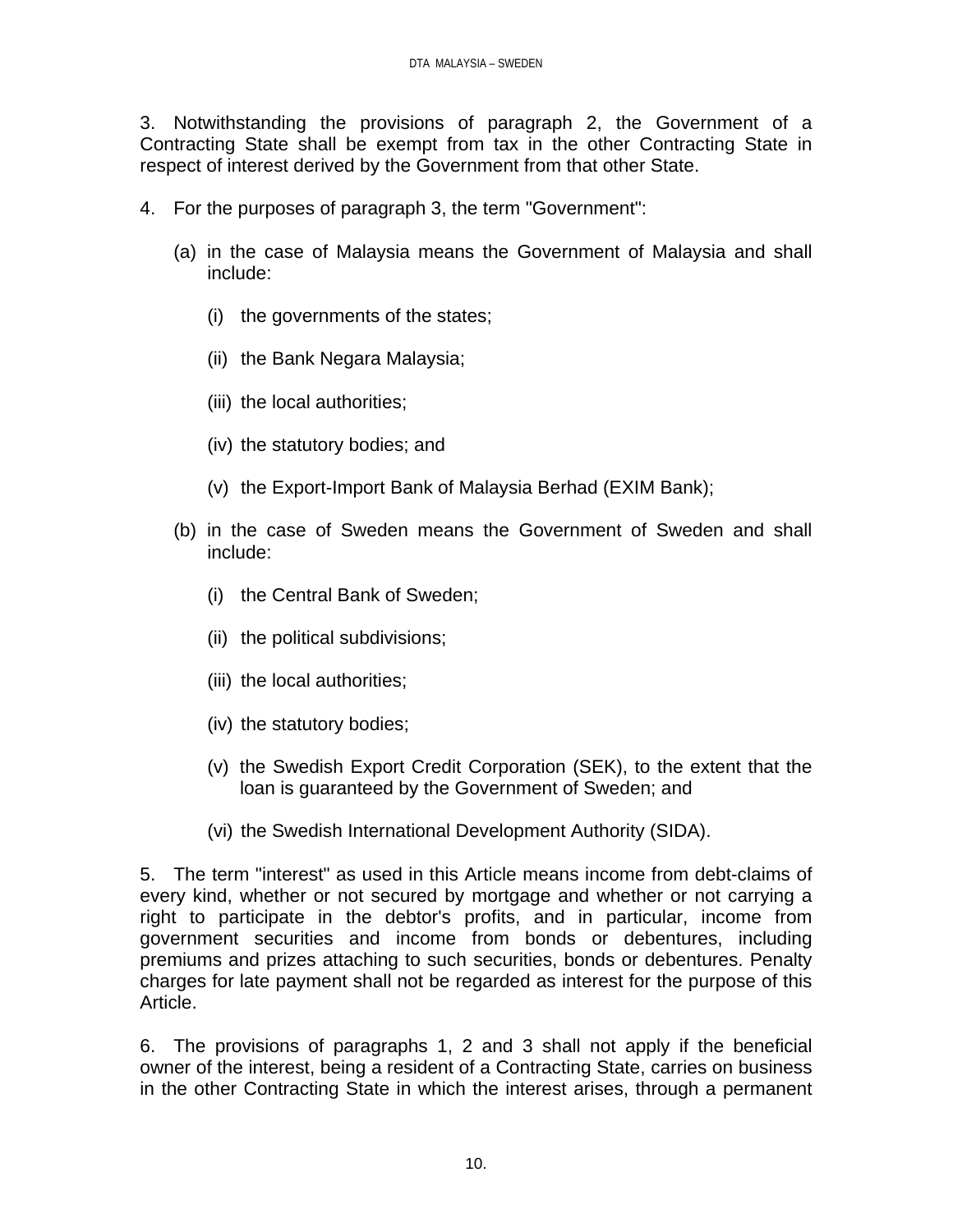3. Notwithstanding the provisions of paragraph 2, the Government of a Contracting State shall be exempt from tax in the other Contracting State in respect of interest derived by the Government from that other State.

4. For the purposes of paragraph 3, the term "Government":

   (a) in the case of Malaysia means the Government of Malaysia and shall include:

      (i) the governments of the states;

      (ii) the Bank Negara Malaysia;

      (iii) the local authorities;

      (iv) the statutory bodies; and

      (v) the Export-Import Bank of Malaysia Berhad (EXIM Bank);

   (b) in the case of Sweden means the Government of Sweden and shall include:

      (i) the Central Bank of Sweden;

      (ii) the political subdivisions;

      (iii) the local authorities;

      (iv) the statutory bodies;

      (v) the Swedish Export Credit Corporation (SEK), to the extent that the loan is guaranteed by the Government of Sweden; and

      (vi) the Swedish International Development Authority (SIDA).

5. The term "interest" as used in this Article means income from debt-claims of every kind, whether or not secured by mortgage and whether or not carrying a right to participate in the debtor's profits, and in particular, income from government securities and income from bonds or debentures, including premiums and prizes attaching to such securities, bonds or debentures. Penalty charges for late payment shall not be regarded as interest for the purpose of this Article.

6. The provisions of paragraphs 1, 2 and 3 shall not apply if the beneficial owner of the interest, being a resident of a Contracting State, carries on business in the other Contracting State in which the interest arises, through a permanent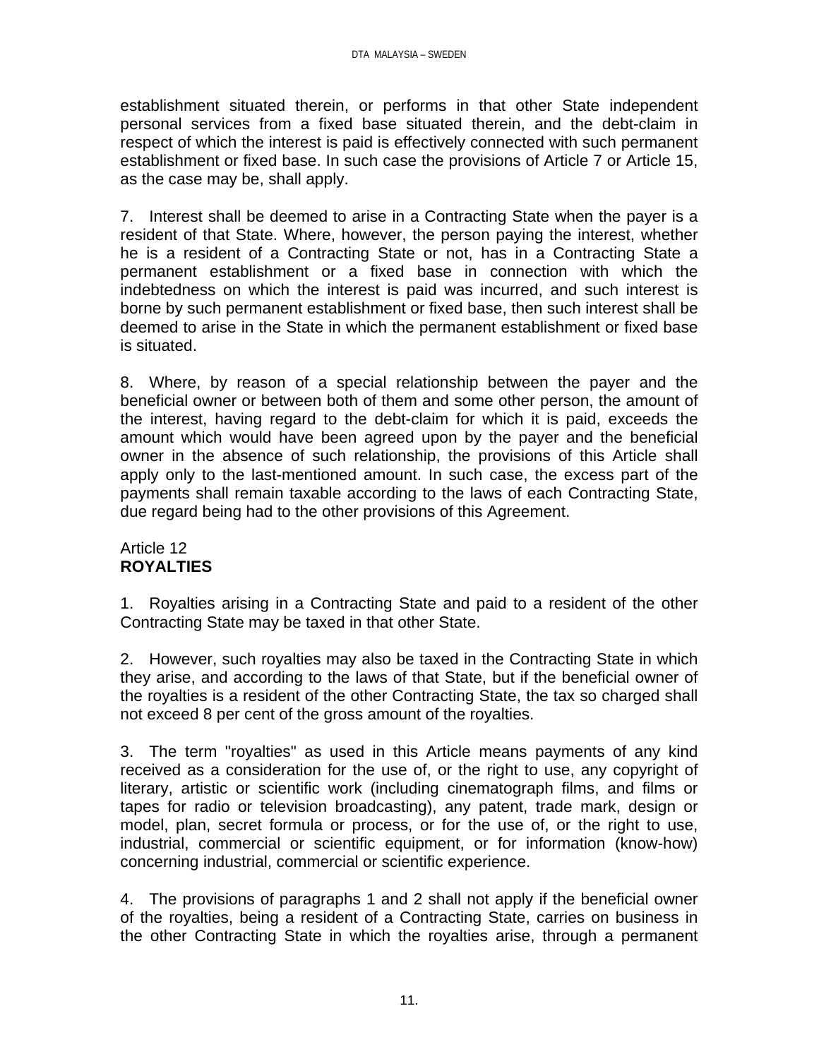establishment situated therein, or performs in that other State independent personal services from a fixed base situated therein, and the debt-claim in respect of which the interest is paid is effectively connected with such permanent establishment or fixed base. In such case the provisions of Article 7 or Article 15, as the case may be, shall apply.

7. Interest shall be deemed to arise in a Contracting State when the payer is a resident of that State. Where, however, the person paying the interest, whether he is a resident of a Contracting State or not, has in a Contracting State a permanent establishment or a fixed base in connection with which the indebtedness on which the interest is paid was incurred, and such interest is borne by such permanent establishment or fixed base, then such interest shall be deemed to arise in the State in which the permanent establishment or fixed base is situated.

8. Where, by reason of a special relationship between the payer and the beneficial owner or between both of them and some other person, the amount of the interest, having regard to the debt-claim for which it is paid, exceeds the amount which would have been agreed upon by the payer and the beneficial owner in the absence of such relationship, the provisions of this Article shall apply only to the last-mentioned amount. In such case, the excess part of the payments shall remain taxable according to the laws of each Contracting State, due regard being had to the other provisions of this Agreement.

## Article 12
## **ROYALTIES**

1. Royalties arising in a Contracting State and paid to a resident of the other Contracting State may be taxed in that other State.

2. However, such royalties may also be taxed in the Contracting State in which they arise, and according to the laws of that State, but if the beneficial owner of the royalties is a resident of the other Contracting State, the tax so charged shall not exceed 8 per cent of the gross amount of the royalties.

3. The term "royalties" as used in this Article means payments of any kind received as a consideration for the use of, or the right to use, any copyright of literary, artistic or scientific work (including cinematograph films, and films or tapes for radio or television broadcasting), any patent, trade mark, design or model, plan, secret formula or process, or for the use of, or the right to use, industrial, commercial or scientific equipment, or for information (know-how) concerning industrial, commercial or scientific experience.

4. The provisions of paragraphs 1 and 2 shall not apply if the beneficial owner of the royalties, being a resident of a Contracting State, carries on business in the other Contracting State in which the royalties arise, through a permanent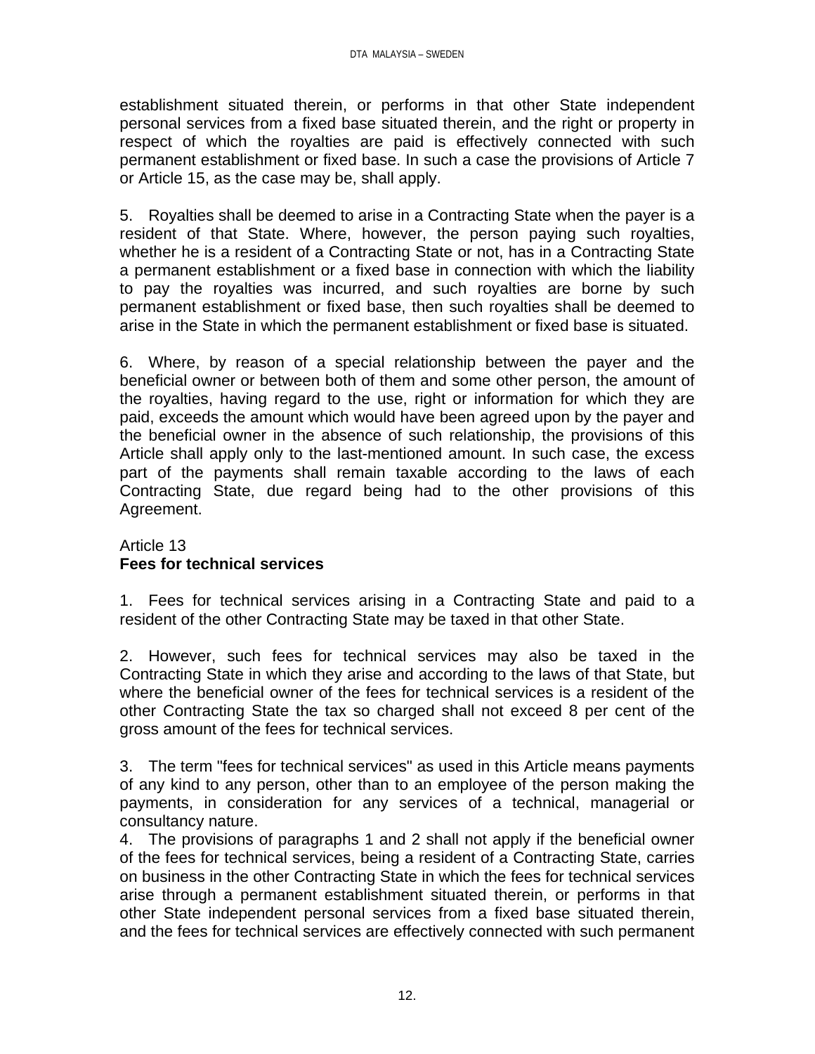establishment situated therein, or performs in that other State independent personal services from a fixed base situated therein, and the right or property in respect of which the royalties are paid is effectively connected with such permanent establishment or fixed base. In such a case the provisions of Article 7 or Article 15, as the case may be, shall apply.

5. Royalties shall be deemed to arise in a Contracting State when the payer is a resident of that State. Where, however, the person paying such royalties, whether he is a resident of a Contracting State or not, has in a Contracting State a permanent establishment or a fixed base in connection with which the liability to pay the royalties was incurred, and such royalties are borne by such permanent establishment or fixed base, then such royalties shall be deemed to arise in the State in which the permanent establishment or fixed base is situated.

6. Where, by reason of a special relationship between the payer and the beneficial owner or between both of them and some other person, the amount of the royalties, having regard to the use, right or information for which they are paid, exceeds the amount which would have been agreed upon by the payer and the beneficial owner in the absence of such relationship, the provisions of this Article shall apply only to the last-mentioned amount. In such case, the excess part of the payments shall remain taxable according to the laws of each Contracting State, due regard being had to the other provisions of this Agreement.

Article 13
**Fees for technical services**

1. Fees for technical services arising in a Contracting State and paid to a resident of the other Contracting State may be taxed in that other State.

2. However, such fees for technical services may also be taxed in the Contracting State in which they arise and according to the laws of that State, but where the beneficial owner of the fees for technical services is a resident of the other Contracting State the tax so charged shall not exceed 8 per cent of the gross amount of the fees for technical services.

3. The term "fees for technical services" as used in this Article means payments of any kind to any person, other than to an employee of the person making the payments, in consideration for any services of a technical, managerial or consultancy nature.

4. The provisions of paragraphs 1 and 2 shall not apply if the beneficial owner of the fees for technical services, being a resident of a Contracting State, carries on business in the other Contracting State in which the fees for technical services arise through a permanent establishment situated therein, or performs in that other State independent personal services from a fixed base situated therein, and the fees for technical services are effectively connected with such permanent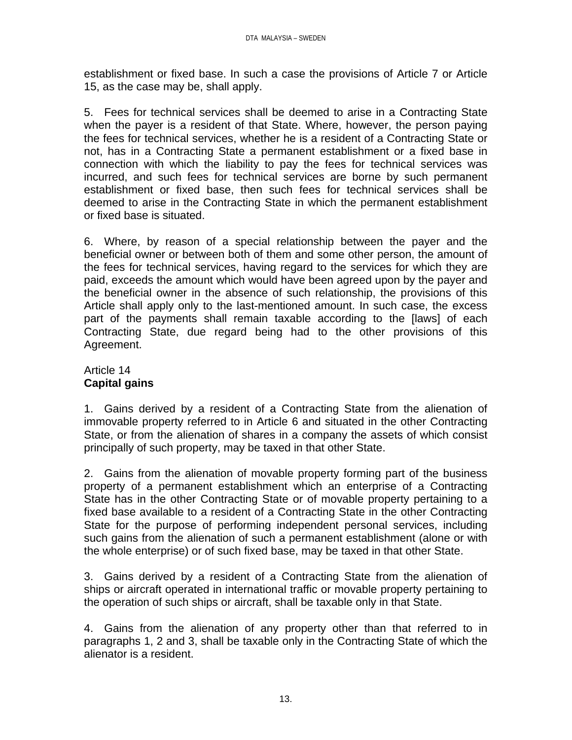establishment or fixed base. In such a case the provisions of Article 7 or Article 15, as the case may be, shall apply.

5. Fees for technical services shall be deemed to arise in a Contracting State when the payer is a resident of that State. Where, however, the person paying the fees for technical services, whether he is a resident of a Contracting State or not, has in a Contracting State a permanent establishment or a fixed base in connection with which the liability to pay the fees for technical services was incurred, and such fees for technical services are borne by such permanent establishment or fixed base, then such fees for technical services shall be deemed to arise in the Contracting State in which the permanent establishment or fixed base is situated.

6. Where, by reason of a special relationship between the payer and the beneficial owner or between both of them and some other person, the amount of the fees for technical services, having regard to the services for which they are paid, exceeds the amount which would have been agreed upon by the payer and the beneficial owner in the absence of such relationship, the provisions of this Article shall apply only to the last-mentioned amount. In such case, the excess part of the payments shall remain taxable according to the [laws] of each Contracting State, due regard being had to the other provisions of this Agreement.

Article 14
**Capital gains**

1. Gains derived by a resident of a Contracting State from the alienation of immovable property referred to in Article 6 and situated in the other Contracting State, or from the alienation of shares in a company the assets of which consist principally of such property, may be taxed in that other State.

2. Gains from the alienation of movable property forming part of the business property of a permanent establishment which an enterprise of a Contracting State has in the other Contracting State or of movable property pertaining to a fixed base available to a resident of a Contracting State in the other Contracting State for the purpose of performing independent personal services, including such gains from the alienation of such a permanent establishment (alone or with the whole enterprise) or of such fixed base, may be taxed in that other State.

3. Gains derived by a resident of a Contracting State from the alienation of ships or aircraft operated in international traffic or movable property pertaining to the operation of such ships or aircraft, shall be taxable only in that State.

4. Gains from the alienation of any property other than that referred to in paragraphs 1, 2 and 3, shall be taxable only in the Contracting State of which the alienator is a resident.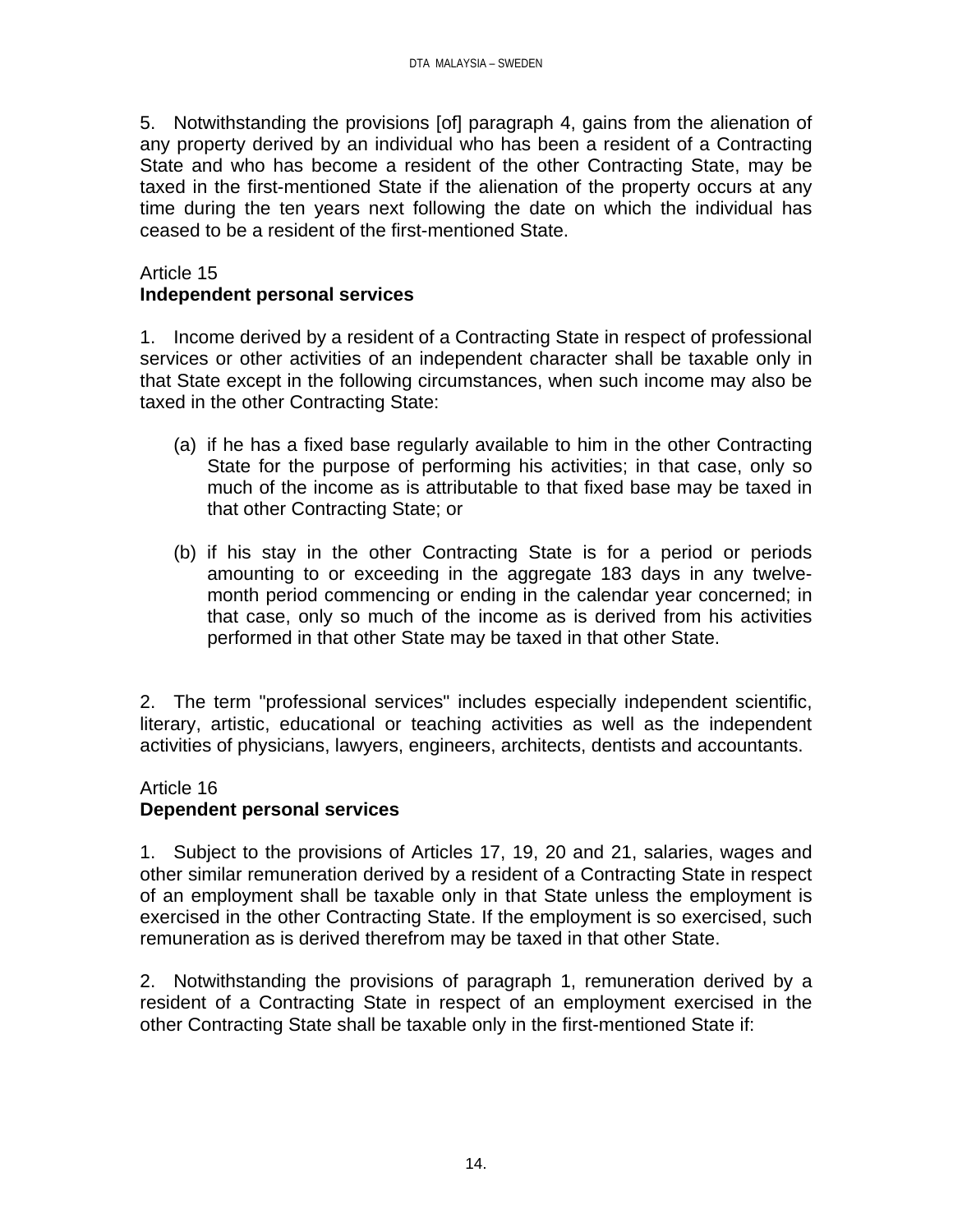5. Notwithstanding the provisions [of] paragraph 4, gains from the alienation of any property derived by an individual who has been a resident of a Contracting State and who has become a resident of the other Contracting State, may be taxed in the first-mentioned State if the alienation of the property occurs at any time during the ten years next following the date on which the individual has ceased to be a resident of the first-mentioned State.

Article 15
**Independent personal services**

1. Income derived by a resident of a Contracting State in respect of professional services or other activities of an independent character shall be taxable only in that State except in the following circumstances, when such income may also be taxed in the other Contracting State:

(a) if he has a fixed base regularly available to him in the other Contracting State for the purpose of performing his activities; in that case, only so much of the income as is attributable to that fixed base may be taxed in that other Contracting State; or

(b) if his stay in the other Contracting State is for a period or periods amounting to or exceeding in the aggregate 183 days in any twelve-month period commencing or ending in the calendar year concerned; in that case, only so much of the income as is derived from his activities performed in that other State may be taxed in that other State.

2. The term "professional services" includes especially independent scientific, literary, artistic, educational or teaching activities as well as the independent activities of physicians, lawyers, engineers, architects, dentists and accountants.

Article 16
**Dependent personal services**

1. Subject to the provisions of Articles 17, 19, 20 and 21, salaries, wages and other similar remuneration derived by a resident of a Contracting State in respect of an employment shall be taxable only in that State unless the employment is exercised in the other Contracting State. If the employment is so exercised, such remuneration as is derived therefrom may be taxed in that other State.

2. Notwithstanding the provisions of paragraph 1, remuneration derived by a resident of a Contracting State in respect of an employment exercised in the other Contracting State shall be taxable only in the first-mentioned State if: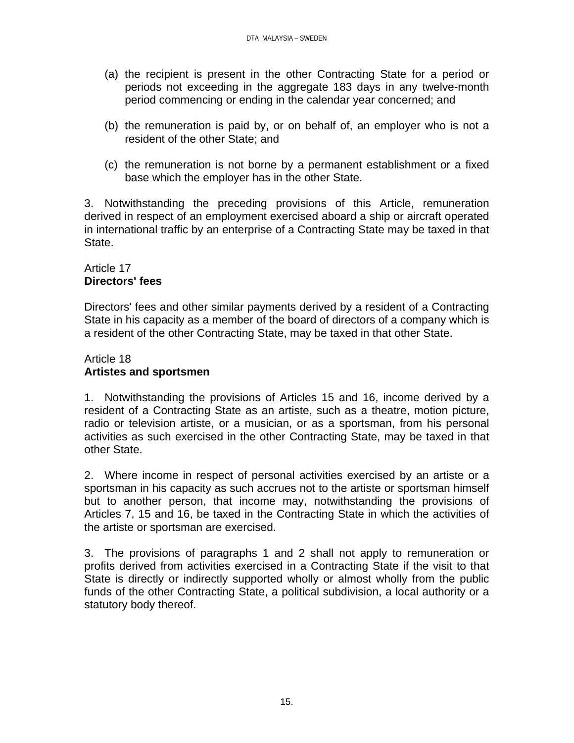(a) the recipient is present in the other Contracting State for a period or periods not exceeding in the aggregate 183 days in any twelve-month period commencing or ending in the calendar year concerned; and

(b) the remuneration is paid by, or on behalf of, an employer who is not a resident of the other State; and

(c) the remuneration is not borne by a permanent establishment or a fixed base which the employer has in the other State.

3. Notwithstanding the preceding provisions of this Article, remuneration derived in respect of an employment exercised aboard a ship or aircraft operated in international traffic by an enterprise of a Contracting State may be taxed in that State.

Article 17
**Directors' fees**

Directors' fees and other similar payments derived by a resident of a Contracting State in his capacity as a member of the board of directors of a company which is a resident of the other Contracting State, may be taxed in that other State.

Article 18
**Artistes and sportsmen**

1. Notwithstanding the provisions of Articles 15 and 16, income derived by a resident of a Contracting State as an artiste, such as a theatre, motion picture, radio or television artiste, or a musician, or as a sportsman, from his personal activities as such exercised in the other Contracting State, may be taxed in that other State.

2. Where income in respect of personal activities exercised by an artiste or a sportsman in his capacity as such accrues not to the artiste or sportsman himself but to another person, that income may, notwithstanding the provisions of Articles 7, 15 and 16, be taxed in the Contracting State in which the activities of the artiste or sportsman are exercised.

3. The provisions of paragraphs 1 and 2 shall not apply to remuneration or profits derived from activities exercised in a Contracting State if the visit to that State is directly or indirectly supported wholly or almost wholly from the public funds of the other Contracting State, a political subdivision, a local authority or a statutory body thereof.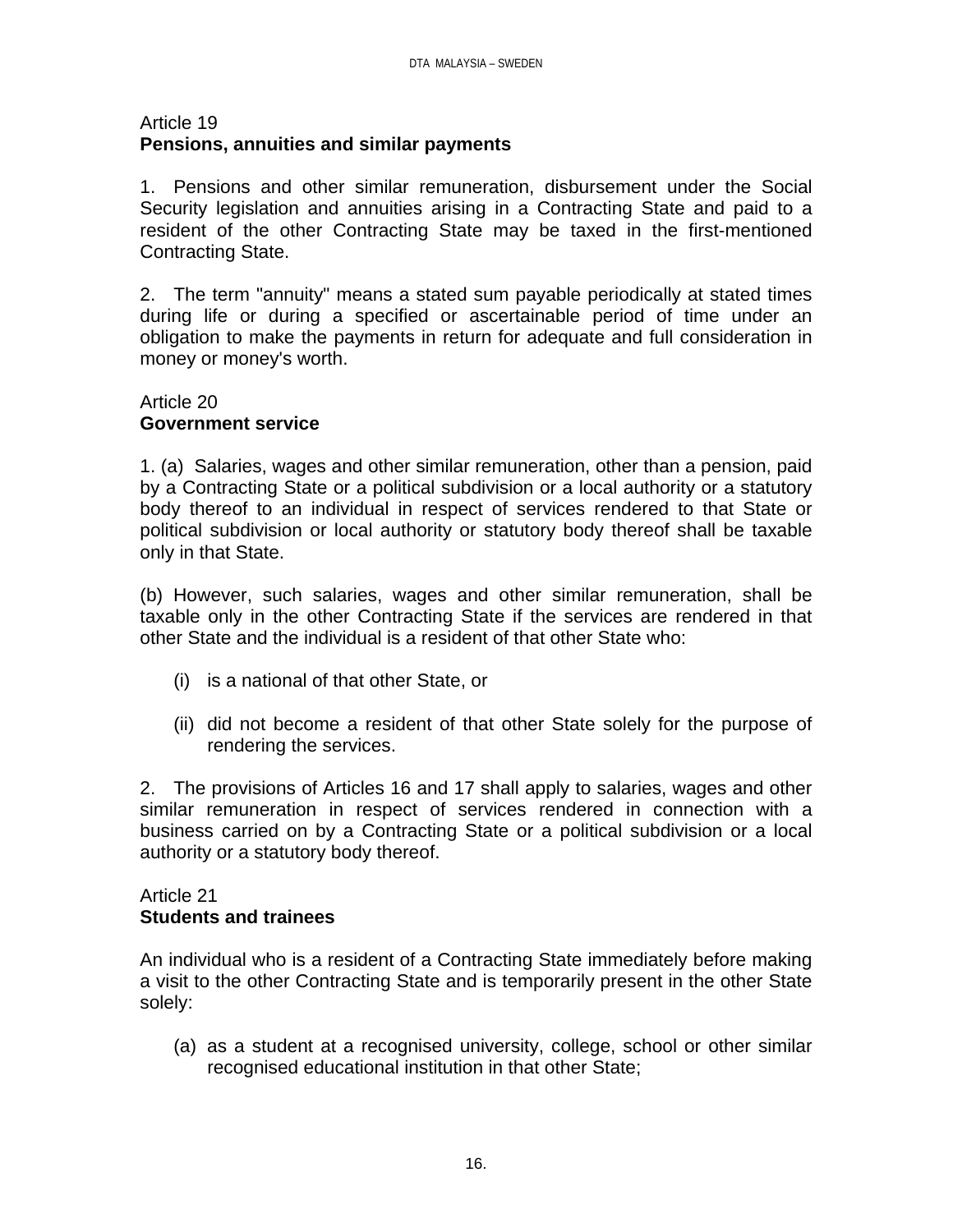Article 19
**Pensions, annuities and similar payments**

1. Pensions and other similar remuneration, disbursement under the Social Security legislation and annuities arising in a Contracting State and paid to a resident of the other Contracting State may be taxed in the first-mentioned Contracting State.

2. The term "annuity" means a stated sum payable periodically at stated times during life or during a specified or ascertainable period of time under an obligation to make the payments in return for adequate and full consideration in money or money's worth.

Article 20
**Government service**

1. (a) Salaries, wages and other similar remuneration, other than a pension, paid by a Contracting State or a political subdivision or a local authority or a statutory body thereof to an individual in respect of services rendered to that State or political subdivision or local authority or statutory body thereof shall be taxable only in that State.

(b) However, such salaries, wages and other similar remuneration, shall be taxable only in the other Contracting State if the services are rendered in that other State and the individual is a resident of that other State who:

(i) is a national of that other State, or

(ii) did not become a resident of that other State solely for the purpose of rendering the services.

2. The provisions of Articles 16 and 17 shall apply to salaries, wages and other similar remuneration in respect of services rendered in connection with a business carried on by a Contracting State or a political subdivision or a local authority or a statutory body thereof.

Article 21
**Students and trainees**

An individual who is a resident of a Contracting State immediately before making a visit to the other Contracting State and is temporarily present in the other State solely:

(a) as a student at a recognised university, college, school or other similar recognised educational institution in that other State;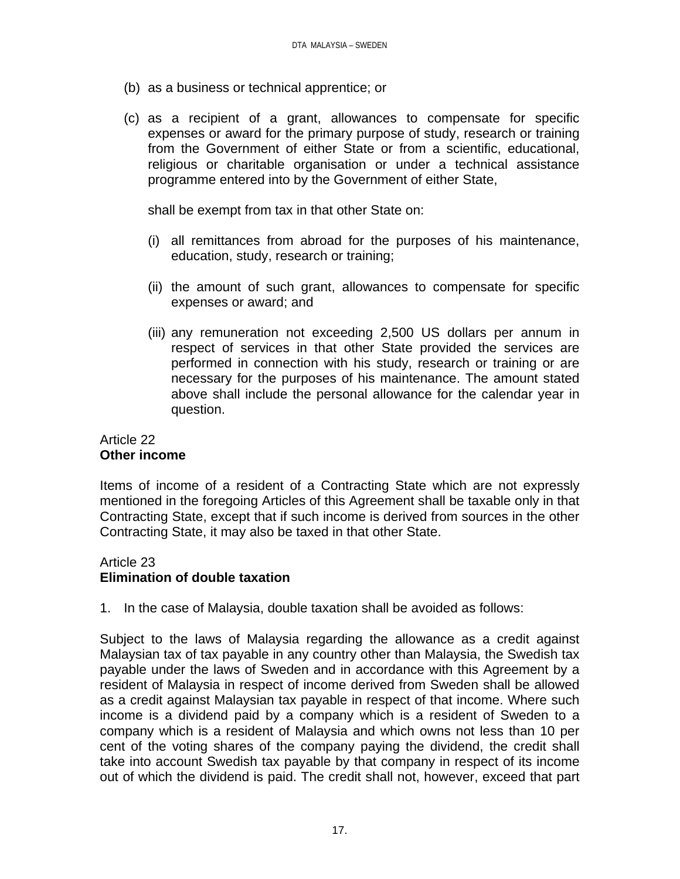(b) as a business or technical apprentice; or

(c) as a recipient of a grant, allowances to compensate for specific expenses or award for the primary purpose of study, research or training from the Government of either State or from a scientific, educational, religious or charitable organisation or under a technical assistance programme entered into by the Government of either State,

shall be exempt from tax in that other State on:

(i) all remittances from abroad for the purposes of his maintenance, education, study, research or training;

(ii) the amount of such grant, allowances to compensate for specific expenses or award; and

(iii) any remuneration not exceeding 2,500 US dollars per annum in respect of services in that other State provided the services are performed in connection with his study, research or training or are necessary for the purposes of his maintenance. The amount stated above shall include the personal allowance for the calendar year in question.

Article 22
**Other income**

Items of income of a resident of a Contracting State which are not expressly mentioned in the foregoing Articles of this Agreement shall be taxable only in that Contracting State, except that if such income is derived from sources in the other Contracting State, it may also be taxed in that other State.

Article 23
**Elimination of double taxation**

1. In the case of Malaysia, double taxation shall be avoided as follows:

Subject to the laws of Malaysia regarding the allowance as a credit against Malaysian tax of tax payable in any country other than Malaysia, the Swedish tax payable under the laws of Sweden and in accordance with this Agreement by a resident of Malaysia in respect of income derived from Sweden shall be allowed as a credit against Malaysian tax payable in respect of that income. Where such income is a dividend paid by a company which is a resident of Sweden to a company which is a resident of Malaysia and which owns not less than 10 per cent of the voting shares of the company paying the dividend, the credit shall take into account Swedish tax payable by that company in respect of its income out of which the dividend is paid. The credit shall not, however, exceed that part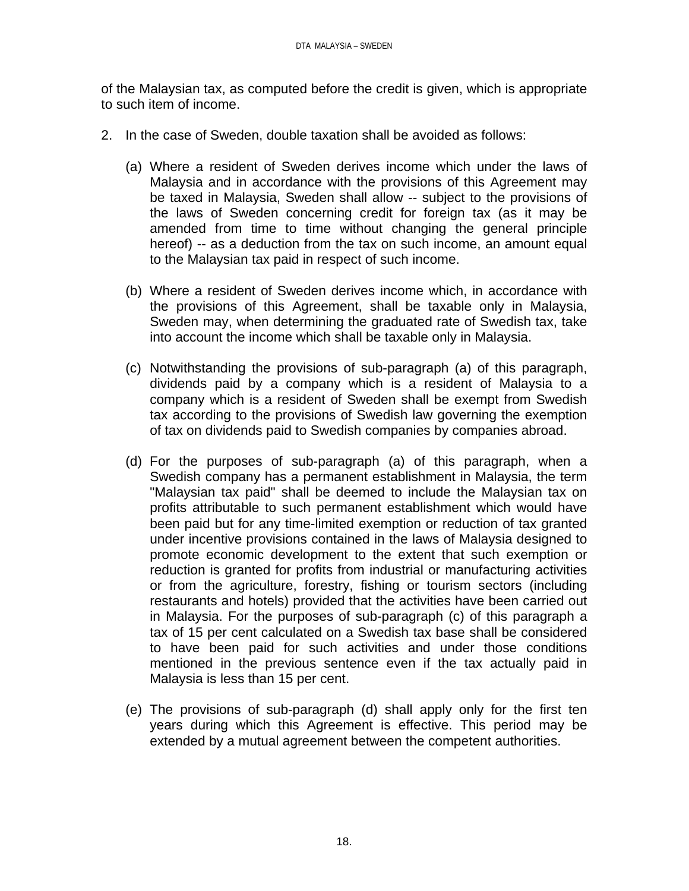of the Malaysian tax, as computed before the credit is given, which is appropriate to such item of income.

2. In the case of Sweden, double taxation shall be avoided as follows:

   (a) Where a resident of Sweden derives income which under the laws of Malaysia and in accordance with the provisions of this Agreement may be taxed in Malaysia, Sweden shall allow -- subject to the provisions of the laws of Sweden concerning credit for foreign tax (as it may be amended from time to time without changing the general principle hereof) -- as a deduction from the tax on such income, an amount equal to the Malaysian tax paid in respect of such income.

   (b) Where a resident of Sweden derives income which, in accordance with the provisions of this Agreement, shall be taxable only in Malaysia, Sweden may, when determining the graduated rate of Swedish tax, take into account the income which shall be taxable only in Malaysia.

   (c) Notwithstanding the provisions of sub-paragraph (a) of this paragraph, dividends paid by a company which is a resident of Malaysia to a company which is a resident of Sweden shall be exempt from Swedish tax according to the provisions of Swedish law governing the exemption of tax on dividends paid to Swedish companies by companies abroad.

   (d) For the purposes of sub-paragraph (a) of this paragraph, when a Swedish company has a permanent establishment in Malaysia, the term "Malaysian tax paid" shall be deemed to include the Malaysian tax on profits attributable to such permanent establishment which would have been paid but for any time-limited exemption or reduction of tax granted under incentive provisions contained in the laws of Malaysia designed to promote economic development to the extent that such exemption or reduction is granted for profits from industrial or manufacturing activities or from the agriculture, forestry, fishing or tourism sectors (including restaurants and hotels) provided that the activities have been carried out in Malaysia. For the purposes of sub-paragraph (c) of this paragraph a tax of 15 per cent calculated on a Swedish tax base shall be considered to have been paid for such activities and under those conditions mentioned in the previous sentence even if the tax actually paid in Malaysia is less than 15 per cent.

   (e) The provisions of sub-paragraph (d) shall apply only for the first ten years during which this Agreement is effective. This period may be extended by a mutual agreement between the competent authorities.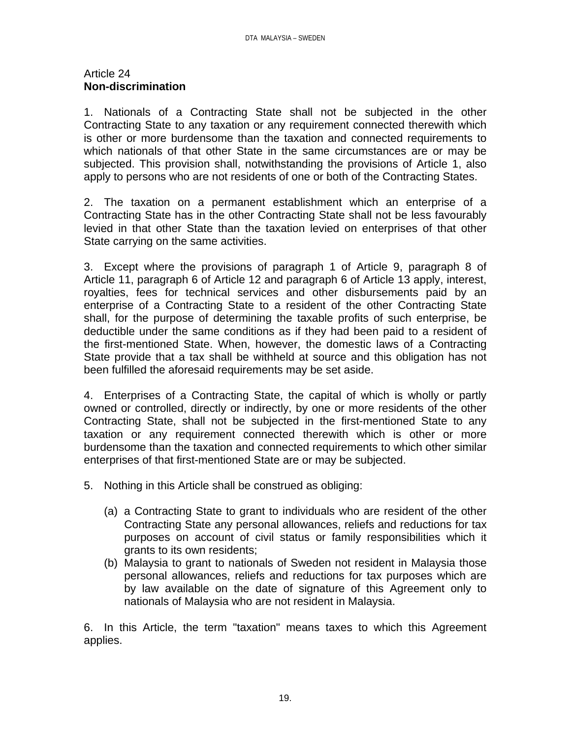## Article 24
**Non-discrimination**

1. Nationals of a Contracting State shall not be subjected in the other Contracting State to any taxation or any requirement connected therewith which is other or more burdensome than the taxation and connected requirements to which nationals of that other State in the same circumstances are or may be subjected. This provision shall, notwithstanding the provisions of Article 1, also apply to persons who are not residents of one or both of the Contracting States.

2. The taxation on a permanent establishment which an enterprise of a Contracting State has in the other Contracting State shall not be less favourably levied in that other State than the taxation levied on enterprises of that other State carrying on the same activities.

3. Except where the provisions of paragraph 1 of Article 9, paragraph 8 of Article 11, paragraph 6 of Article 12 and paragraph 6 of Article 13 apply, interest, royalties, fees for technical services and other disbursements paid by an enterprise of a Contracting State to a resident of the other Contracting State shall, for the purpose of determining the taxable profits of such enterprise, be deductible under the same conditions as if they had been paid to a resident of the first-mentioned State. When, however, the domestic laws of a Contracting State provide that a tax shall be withheld at source and this obligation has not been fulfilled the aforesaid requirements may be set aside.

4. Enterprises of a Contracting State, the capital of which is wholly or partly owned or controlled, directly or indirectly, by one or more residents of the other Contracting State, shall not be subjected in the first-mentioned State to any taxation or any requirement connected therewith which is other or more burdensome than the taxation and connected requirements to which other similar enterprises of that first-mentioned State are or may be subjected.

5. Nothing in this Article shall be construed as obliging:

   (a) a Contracting State to grant to individuals who are resident of the other Contracting State any personal allowances, reliefs and reductions for tax purposes on account of civil status or family responsibilities which it grants to its own residents;
   (b) Malaysia to grant to nationals of Sweden not resident in Malaysia those personal allowances, reliefs and reductions for tax purposes which are by law available on the date of signature of this Agreement only to nationals of Malaysia who are not resident in Malaysia.

6. In this Article, the term "taxation" means taxes to which this Agreement applies.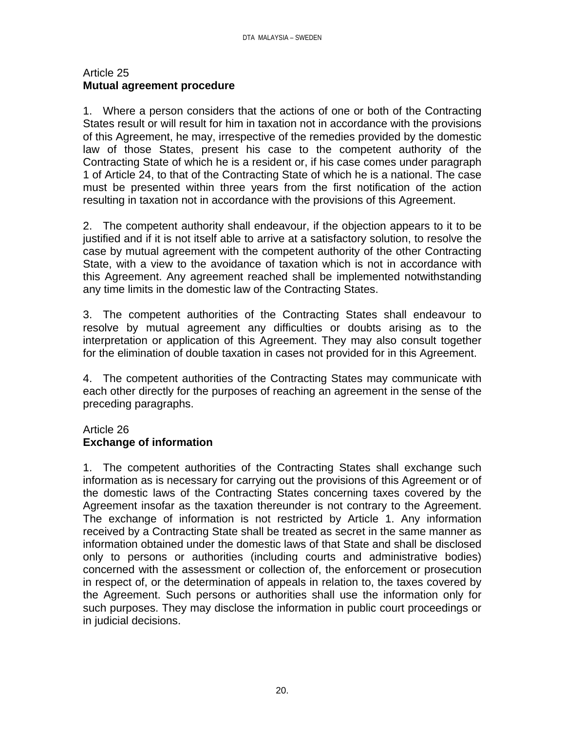Article 25
**Mutual agreement procedure**

1. Where a person considers that the actions of one or both of the Contracting States result or will result for him in taxation not in accordance with the provisions of this Agreement, he may, irrespective of the remedies provided by the domestic law of those States, present his case to the competent authority of the Contracting State of which he is a resident or, if his case comes under paragraph 1 of Article 24, to that of the Contracting State of which he is a national. The case must be presented within three years from the first notification of the action resulting in taxation not in accordance with the provisions of this Agreement.

2. The competent authority shall endeavour, if the objection appears to it to be justified and if it is not itself able to arrive at a satisfactory solution, to resolve the case by mutual agreement with the competent authority of the other Contracting State, with a view to the avoidance of taxation which is not in accordance with this Agreement. Any agreement reached shall be implemented notwithstanding any time limits in the domestic law of the Contracting States.

3. The competent authorities of the Contracting States shall endeavour to resolve by mutual agreement any difficulties or doubts arising as to the interpretation or application of this Agreement. They may also consult together for the elimination of double taxation in cases not provided for in this Agreement.

4. The competent authorities of the Contracting States may communicate with each other directly for the purposes of reaching an agreement in the sense of the preceding paragraphs.

Article 26
**Exchange of information**

1. The competent authorities of the Contracting States shall exchange such information as is necessary for carrying out the provisions of this Agreement or of the domestic laws of the Contracting States concerning taxes covered by the Agreement insofar as the taxation thereunder is not contrary to the Agreement. The exchange of information is not restricted by Article 1. Any information received by a Contracting State shall be treated as secret in the same manner as information obtained under the domestic laws of that State and shall be disclosed only to persons or authorities (including courts and administrative bodies) concerned with the assessment or collection of, the enforcement or prosecution in respect of, or the determination of appeals in relation to, the taxes covered by the Agreement. Such persons or authorities shall use the information only for such purposes. They may disclose the information in public court proceedings or in judicial decisions.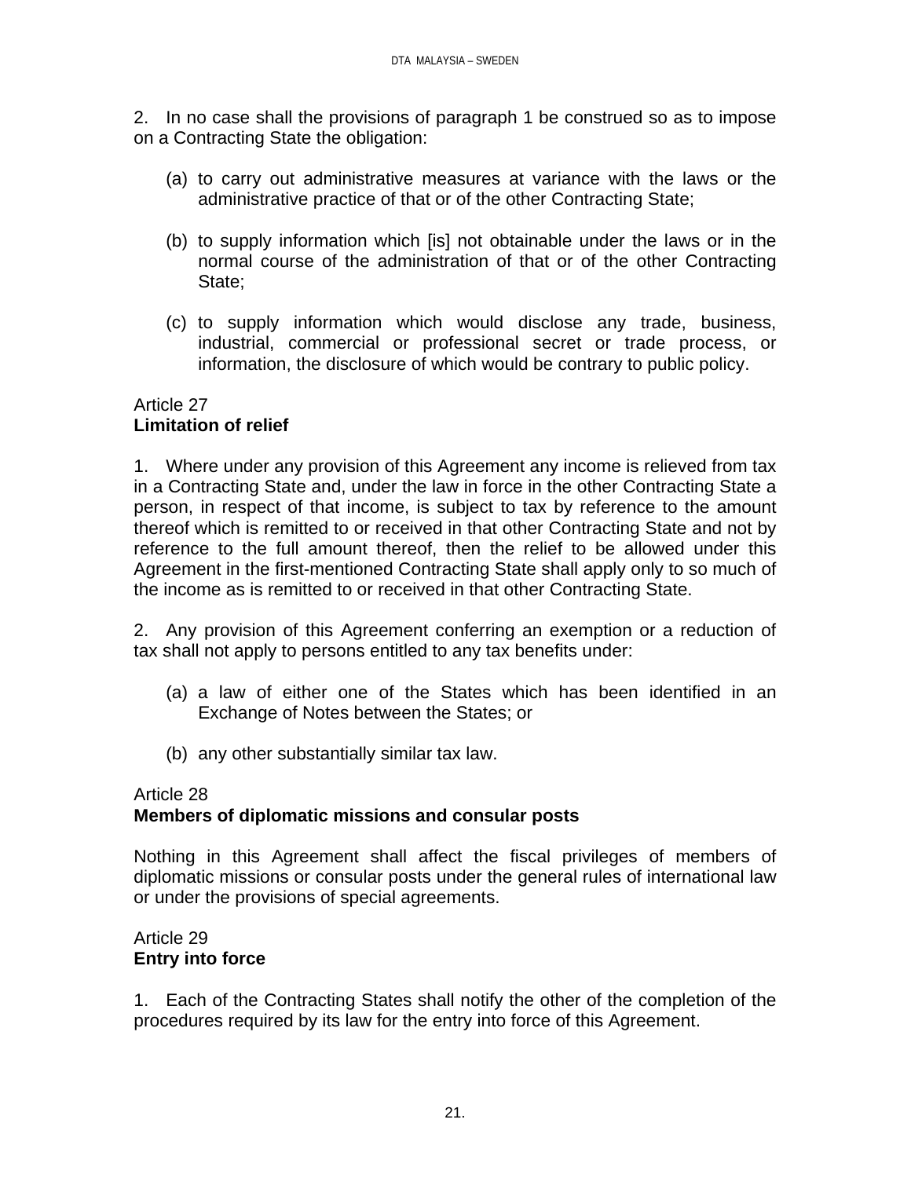2. In no case shall the provisions of paragraph 1 be construed so as to impose on a Contracting State the obligation:

(a) to carry out administrative measures at variance with the laws or the administrative practice of that or of the other Contracting State;

(b) to supply information which [is] not obtainable under the laws or in the normal course of the administration of that or of the other Contracting State;

(c) to supply information which would disclose any trade, business, industrial, commercial or professional secret or trade process, or information, the disclosure of which would be contrary to public policy.

Article 27
**Limitation of relief**

1. Where under any provision of this Agreement any income is relieved from tax in a Contracting State and, under the law in force in the other Contracting State a person, in respect of that income, is subject to tax by reference to the amount thereof which is remitted to or received in that other Contracting State and not by reference to the full amount thereof, then the relief to be allowed under this Agreement in the first-mentioned Contracting State shall apply only to so much of the income as is remitted to or received in that other Contracting State.

2. Any provision of this Agreement conferring an exemption or a reduction of tax shall not apply to persons entitled to any tax benefits under:

(a) a law of either one of the States which has been identified in an Exchange of Notes between the States; or

(b) any other substantially similar tax law.

Article 28
**Members of diplomatic missions and consular posts**

Nothing in this Agreement shall affect the fiscal privileges of members of diplomatic missions or consular posts under the general rules of international law or under the provisions of special agreements.

Article 29
**Entry into force**

1. Each of the Contracting States shall notify the other of the completion of the procedures required by its law for the entry into force of this Agreement.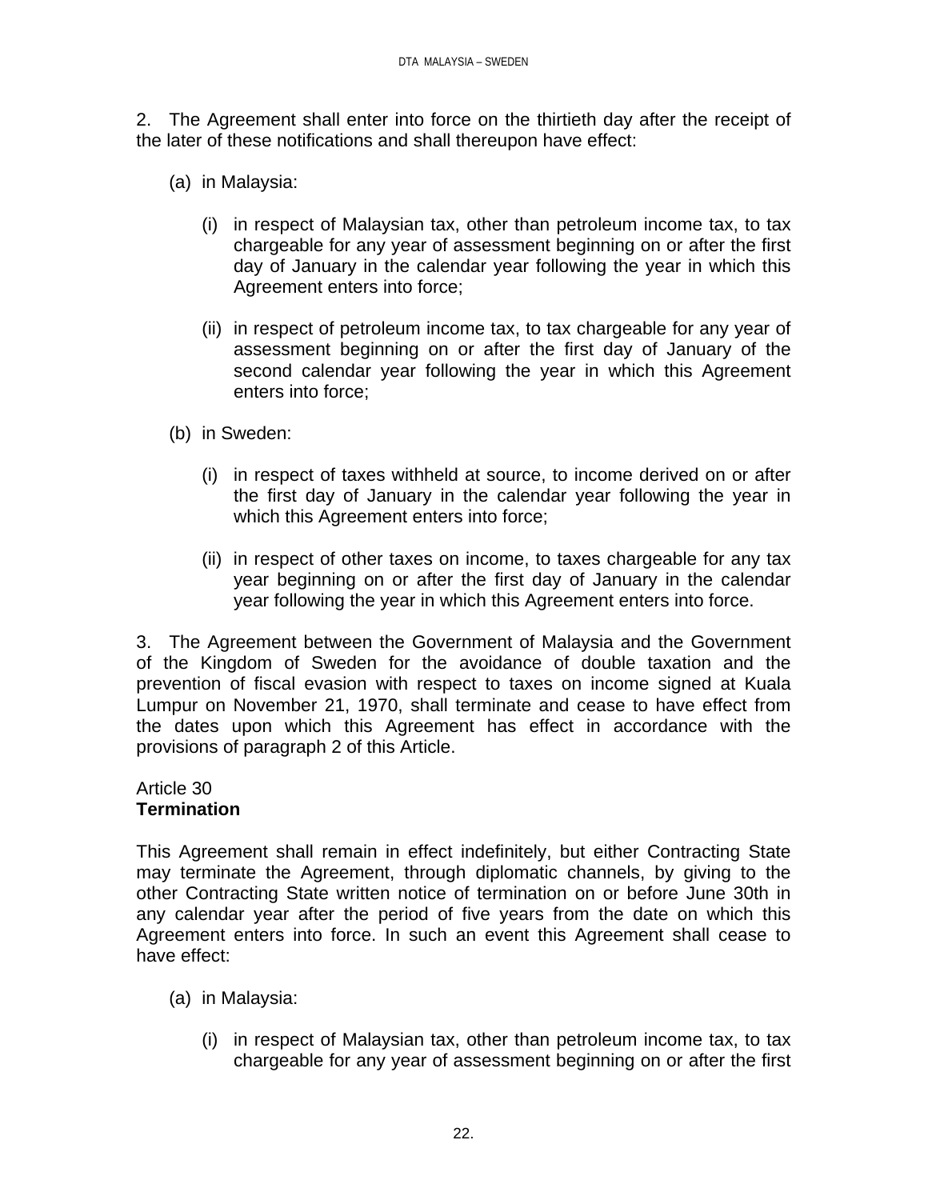2. The Agreement shall enter into force on the thirtieth day after the receipt of the later of these notifications and shall thereupon have effect:

(a) in Malaysia:

   (i) in respect of Malaysian tax, other than petroleum income tax, to tax chargeable for any year of assessment beginning on or after the first day of January in the calendar year following the year in which this Agreement enters into force;

   (ii) in respect of petroleum income tax, to tax chargeable for any year of assessment beginning on or after the first day of January of the second calendar year following the year in which this Agreement enters into force;

(b) in Sweden:

   (i) in respect of taxes withheld at source, to income derived on or after the first day of January in the calendar year following the year in which this Agreement enters into force;

   (ii) in respect of other taxes on income, to taxes chargeable for any tax year beginning on or after the first day of January in the calendar year following the year in which this Agreement enters into force.

3. The Agreement between the Government of Malaysia and the Government of the Kingdom of Sweden for the avoidance of double taxation and the prevention of fiscal evasion with respect to taxes on income signed at Kuala Lumpur on November 21, 1970, shall terminate and cease to have effect from the dates upon which this Agreement has effect in accordance with the provisions of paragraph 2 of this Article.

Article 30
**Termination**

This Agreement shall remain in effect indefinitely, but either Contracting State may terminate the Agreement, through diplomatic channels, by giving to the other Contracting State written notice of termination on or before June 30th in any calendar year after the period of five years from the date on which this Agreement enters into force. In such an event this Agreement shall cease to have effect:

(a) in Malaysia:

   (i) in respect of Malaysian tax, other than petroleum income tax, to tax chargeable for any year of assessment beginning on or after the first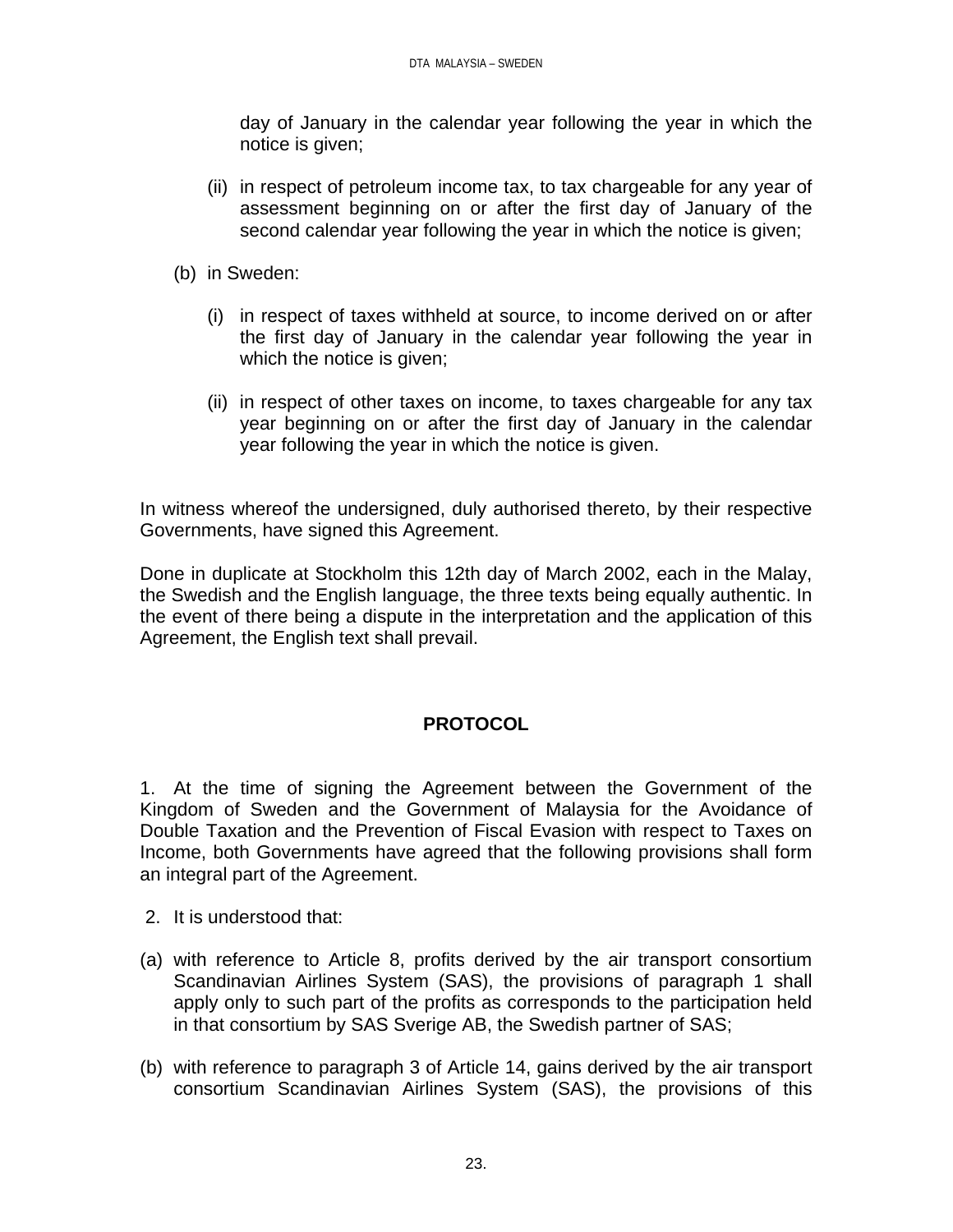day of January in the calendar year following the year in which the notice is given;

(ii) in respect of petroleum income tax, to tax chargeable for any year of assessment beginning on or after the first day of January of the second calendar year following the year in which the notice is given;

(b) in Sweden:

(i) in respect of taxes withheld at source, to income derived on or after the first day of January in the calendar year following the year in which the notice is given;

(ii) in respect of other taxes on income, to taxes chargeable for any tax year beginning on or after the first day of January in the calendar year following the year in which the notice is given.

In witness whereof the undersigned, duly authorised thereto, by their respective Governments, have signed this Agreement.

Done in duplicate at Stockholm this 12th day of March 2002, each in the Malay, the Swedish and the English language, the three texts being equally authentic. In the event of there being a dispute in the interpretation and the application of this Agreement, the English text shall prevail.

## PROTOCOL

1. At the time of signing the Agreement between the Government of the Kingdom of Sweden and the Government of Malaysia for the Avoidance of Double Taxation and the Prevention of Fiscal Evasion with respect to Taxes on Income, both Governments have agreed that the following provisions shall form an integral part of the Agreement.

2. It is understood that:

(a) with reference to Article 8, profits derived by the air transport consortium Scandinavian Airlines System (SAS), the provisions of paragraph 1 shall apply only to such part of the profits as corresponds to the participation held in that consortium by SAS Sverige AB, the Swedish partner of SAS;

(b) with reference to paragraph 3 of Article 14, gains derived by the air transport consortium Scandinavian Airlines System (SAS), the provisions of this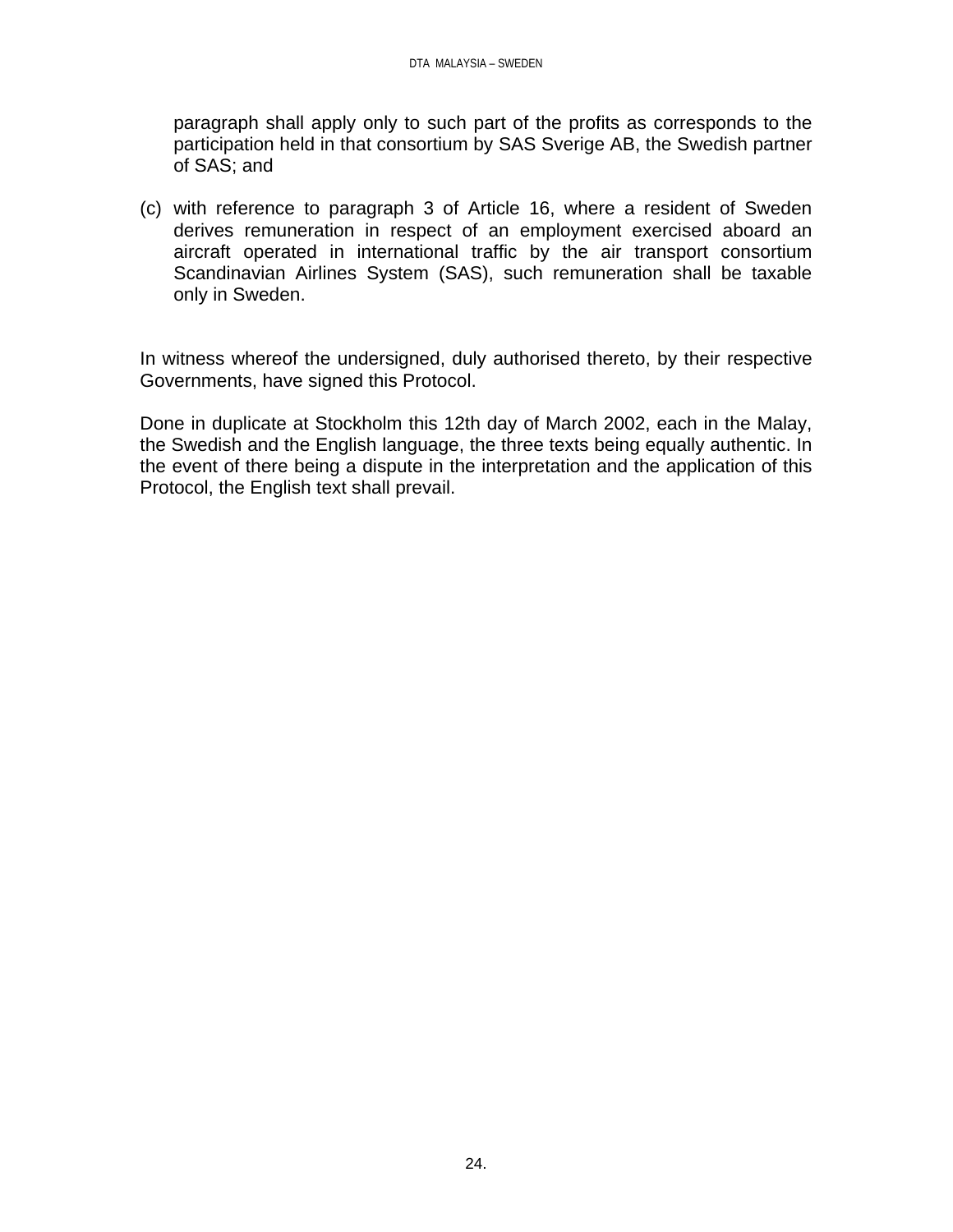paragraph shall apply only to such part of the profits as corresponds to the participation held in that consortium by SAS Sverige AB, the Swedish partner of SAS; and

(c) with reference to paragraph 3 of Article 16, where a resident of Sweden derives remuneration in respect of an employment exercised aboard an aircraft operated in international traffic by the air transport consortium Scandinavian Airlines System (SAS), such remuneration shall be taxable only in Sweden.

In witness whereof the undersigned, duly authorised thereto, by their respective Governments, have signed this Protocol.

Done in duplicate at Stockholm this 12th day of March 2002, each in the Malay, the Swedish and the English language, the three texts being equally authentic. In the event of there being a dispute in the interpretation and the application of this Protocol, the English text shall prevail.